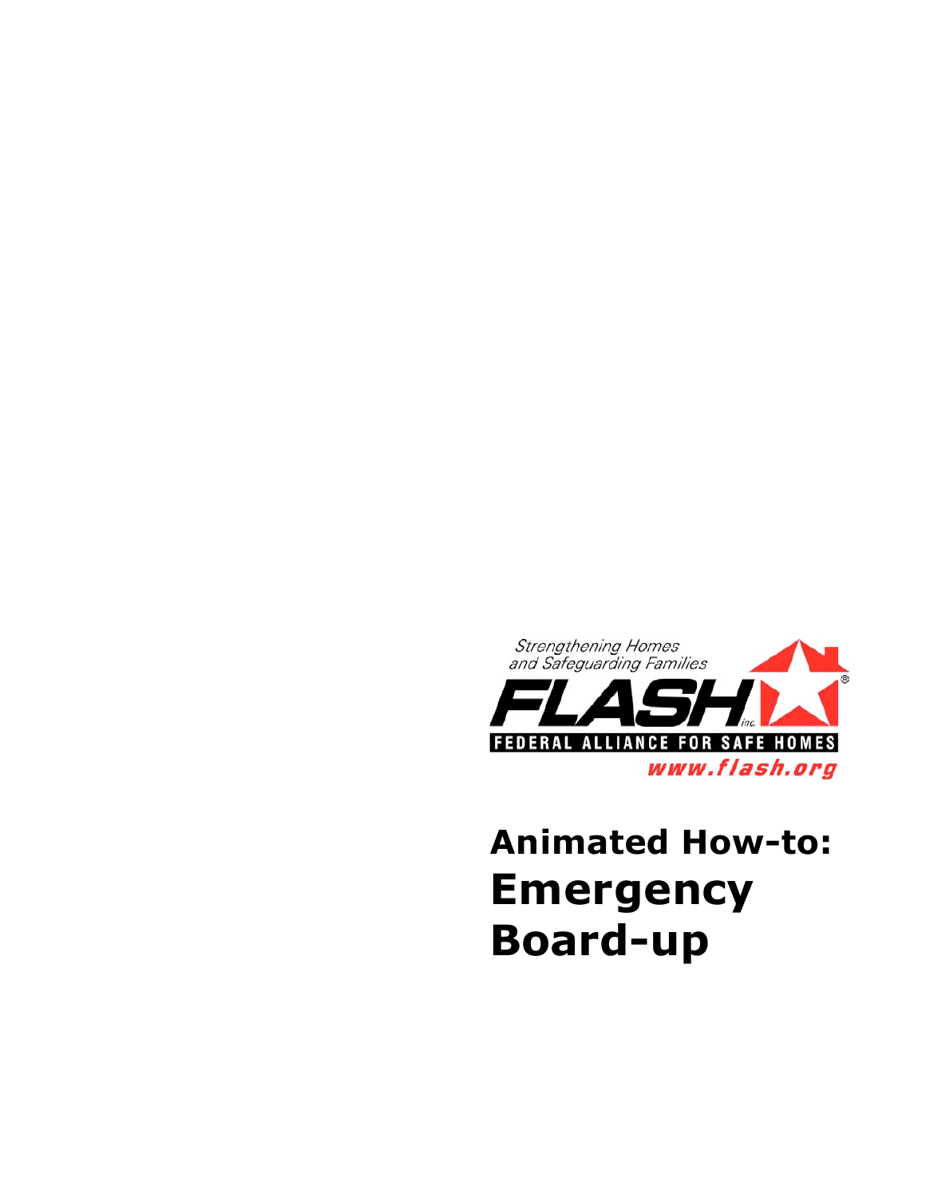Strengthening Homes and Safeguarding Families

FLASH inc.

FEDERAL ALLIANCE FOR SAFE HOMES

www.flash.org

# Animated How-to: Emergency Board-up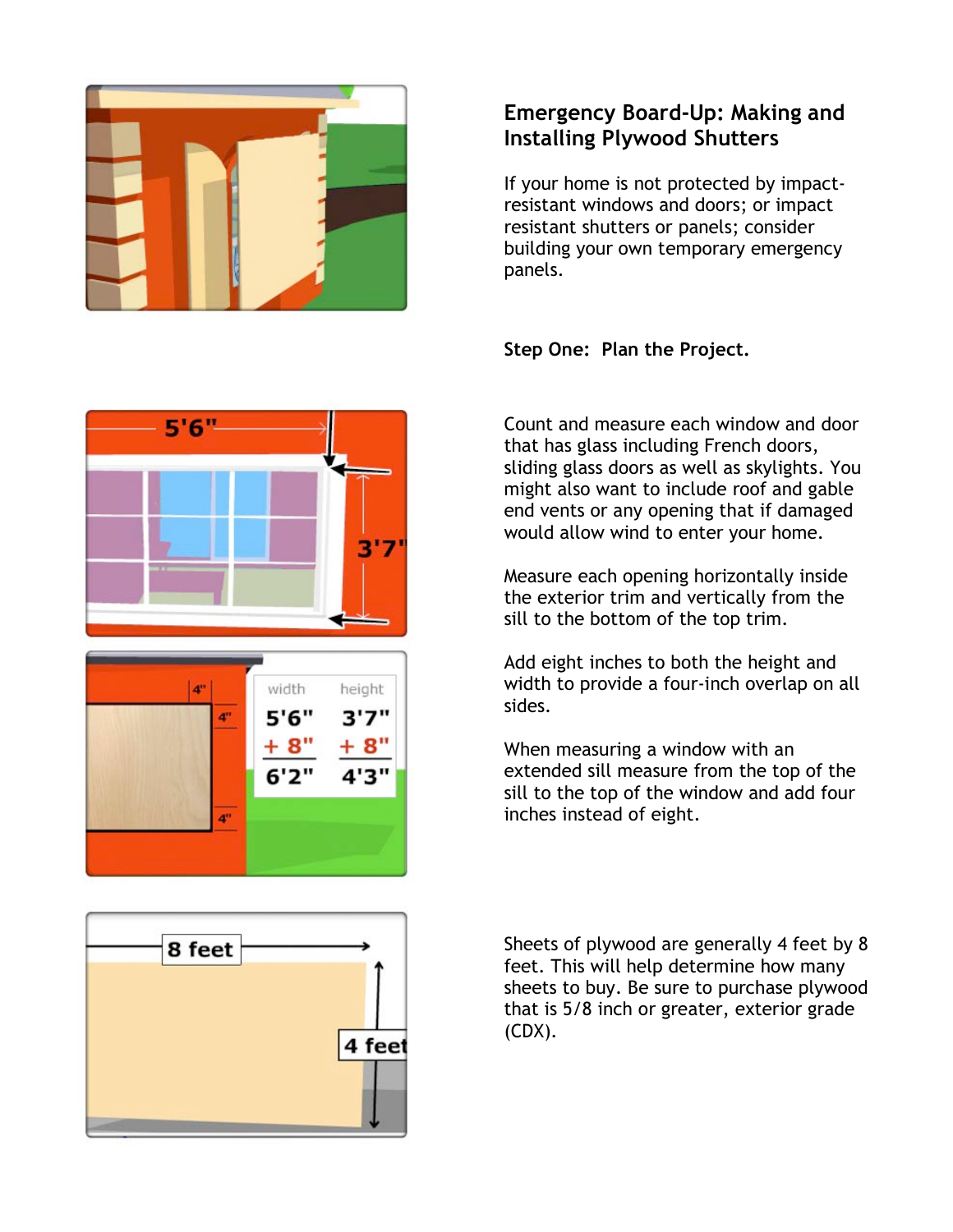## Emergency Board-Up: Making and Installing Plywood Shutters

If your home is not protected by impact-resistant windows and doors; or impact resistant shutters or panels; consider building your own temporary emergency panels.

**Step One: Plan the Project.**

Count and measure each window and door that has glass including French doors, sliding glass doors as well as skylights. You might also want to include roof and gable end vents or any opening that if damaged would allow wind to enter your home.

Measure each opening horizontally inside the exterior trim and vertically from the sill to the bottom of the top trim.

Add eight inches to both the height and width to provide a four-inch overlap on all sides.

When measuring a window with an extended sill measure from the top of the sill to the top of the window and add four inches instead of eight.

Sheets of plywood are generally 4 feet by 8 feet. This will help determine how many sheets to buy. Be sure to purchase plywood that is 5/8 inch or greater, exterior grade (CDX).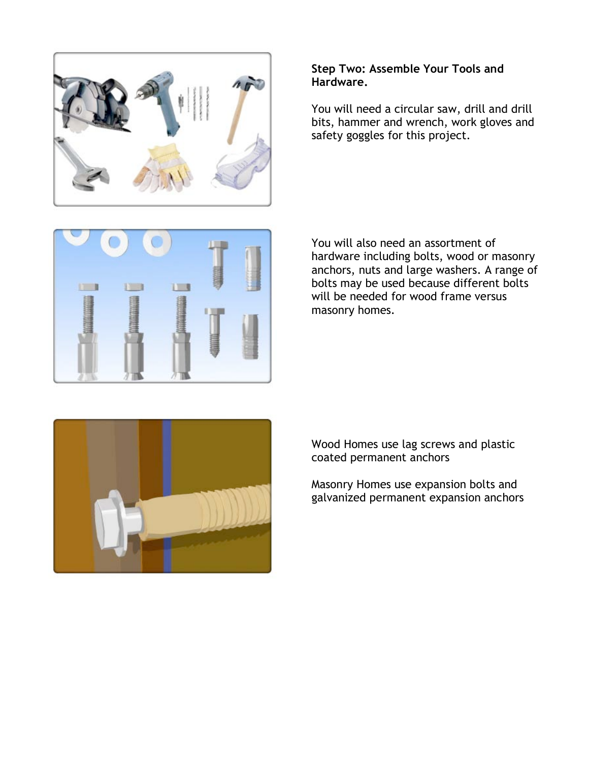**Step Two: Assemble Your Tools and Hardware.**

You will need a circular saw, drill and drill bits, hammer and wrench, work gloves and safety goggles for this project.

You will also need an assortment of hardware including bolts, wood or masonry anchors, nuts and large washers. A range of bolts may be used because different bolts will be needed for wood frame versus masonry homes.

Wood Homes use lag screws and plastic coated permanent anchors

Masonry Homes use expansion bolts and galvanized permanent expansion anchors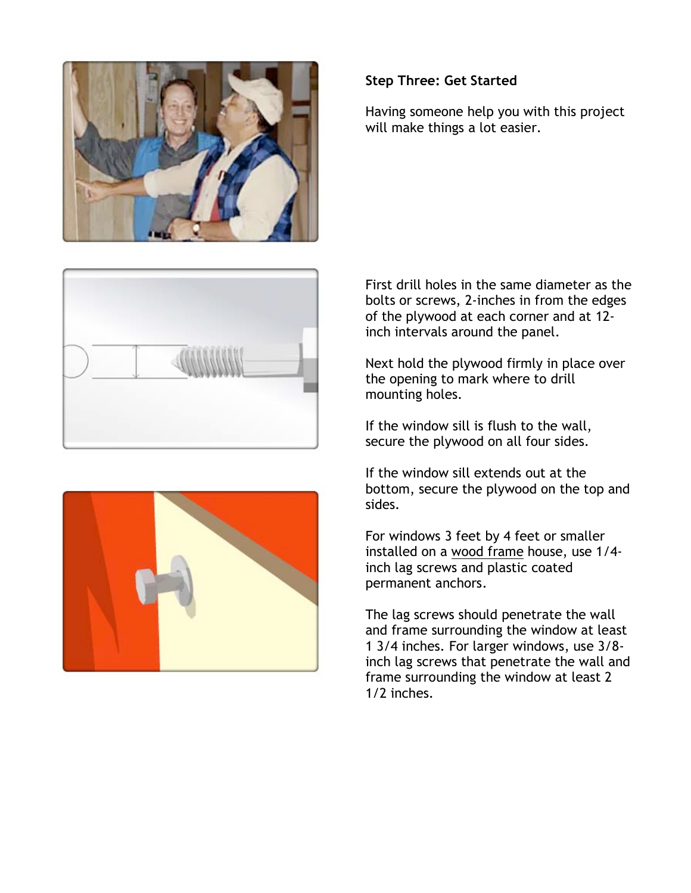**Step Three: Get Started**

Having someone help you with this project will make things a lot easier.

First drill holes in the same diameter as the bolts or screws, 2-inches in from the edges of the plywood at each corner and at 12-inch intervals around the panel.

Next hold the plywood firmly in place over the opening to mark where to drill mounting holes.

If the window sill is flush to the wall, secure the plywood on all four sides.

If the window sill extends out at the bottom, secure the plywood on the top and sides.

For windows 3 feet by 4 feet or smaller installed on a wood frame house, use 1/4-inch lag screws and plastic coated permanent anchors.

The lag screws should penetrate the wall and frame surrounding the window at least 1 3/4 inches. For larger windows, use 3/8-inch lag screws that penetrate the wall and frame surrounding the window at least 2 1/2 inches.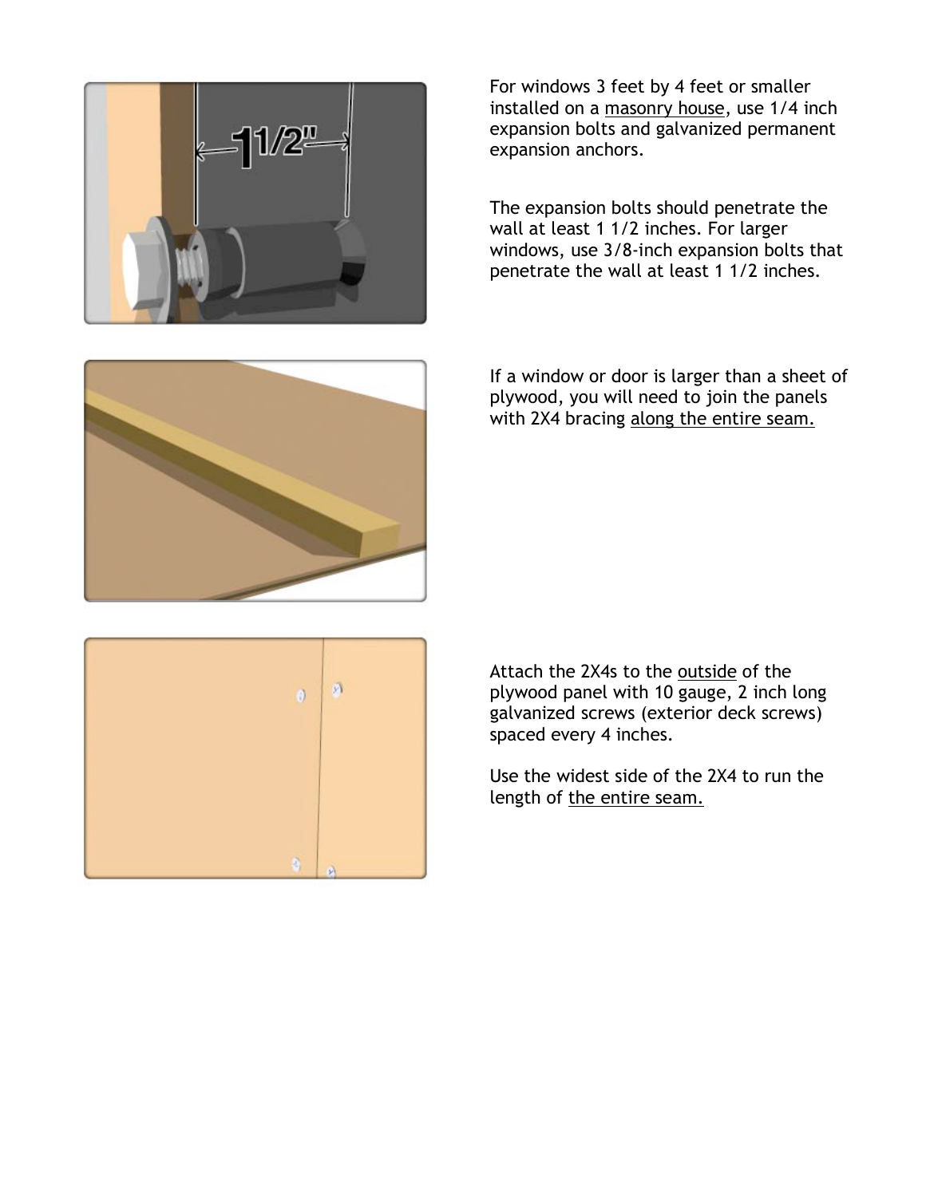For windows 3 feet by 4 feet or smaller installed on a <u>masonry house</u>, use 1/4 inch expansion bolts and galvanized permanent expansion anchors.

The expansion bolts should penetrate the wall at least 1 1/2 inches. For larger windows, use 3/8-inch expansion bolts that penetrate the wall at least 1 1/2 inches.

If a window or door is larger than a sheet of plywood, you will need to join the panels with 2X4 bracing <u>along the entire seam.</u>

Attach the 2X4s to the <u>outside</u> of the plywood panel with 10 gauge, 2 inch long galvanized screws (exterior deck screws) spaced every 4 inches.

Use the widest side of the 2X4 to run the length of <u>the entire seam.</u>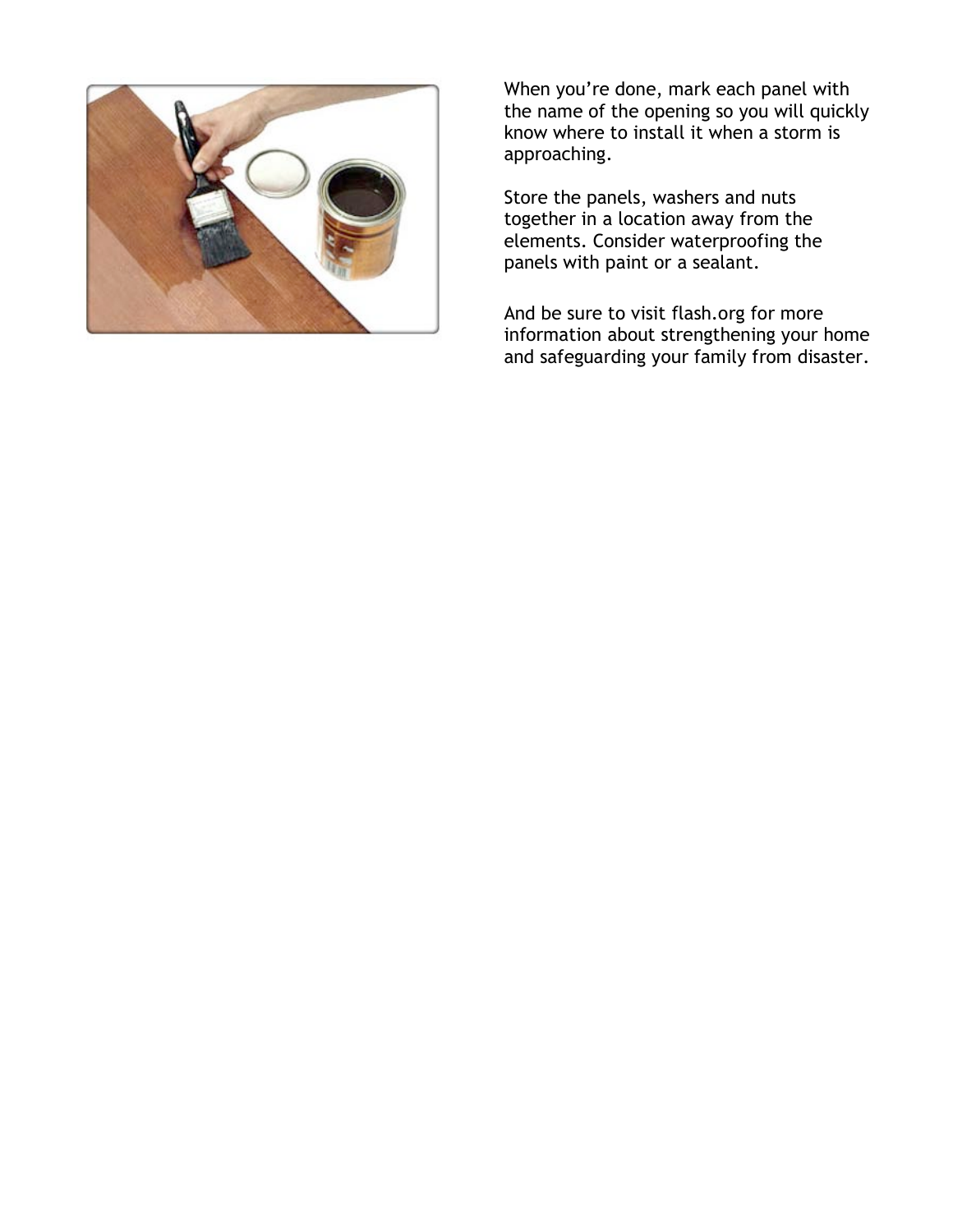When you're done, mark each panel with the name of the opening so you will quickly know where to install it when a storm is approaching.

Store the panels, washers and nuts together in a location away from the elements. Consider waterproofing the panels with paint or a sealant.

And be sure to visit flash.org for more information about strengthening your home and safeguarding your family from disaster.